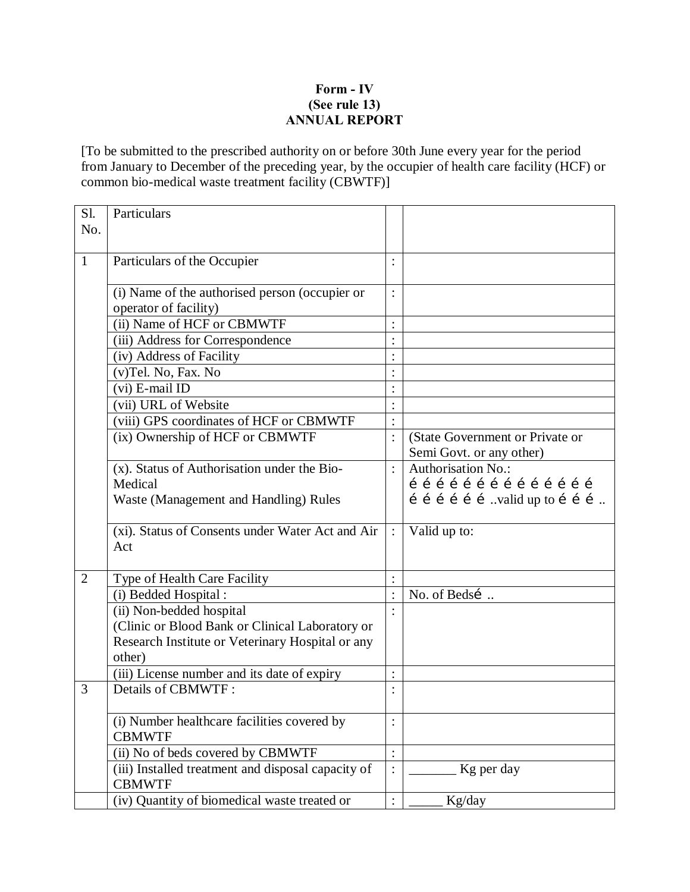**Form - IV**
**(See rule 13)**
**ANNUAL REPORT**

[To be submitted to the prescribed authority on or before 30th June every year for the period from January to December of the preceding year, by the occupier of health care facility (HCF) or common bio-medical waste treatment facility (CBWTF)]

| Sl. No. | Particulars | | |
|---|---|---|---|
| 1 | Particulars of the Occupier | : | |
| | (i) Name of the authorised person (occupier or operator of facility) | : | |
| | (ii) Name of HCF or CBMWTF | : | |
| | (iii) Address for Correspondence | : | |
| | (iv) Address of Facility | : | |
| | (v)Tel. No, Fax. No | : | |
| | (vi) E-mail ID | : | |
| | (vii) URL of Website | : | |
| | (viii) GPS coordinates of HCF or CBMWTF | : | |
| | (ix) Ownership of HCF or CBMWTF | : | (State Government or Private or Semi Govt. or any other) |
| | (x). Status of Authorisation under the Bio-Medical Waste (Management and Handling) Rules | : | Authorisation No.: é é é é é é é é é é é é é é é é é é é é ..valid up to é é é .. |
| | (xi). Status of Consents under Water Act and Air Act | : | Valid up to: |
| 2 | Type of Health Care Facility | : | |
| | (i) Bedded Hospital : | : | No. of Bedsé .. |
| | (ii) Non-bedded hospital (Clinic or Blood Bank or Clinical Laboratory or Research Institute or Veterinary Hospital or any other) | : | |
| | (iii) License number and its date of expiry | : | |
| 3 | Details of CBMWTF : | : | |
| | (i) Number healthcare facilities covered by CBMWTF | : | |
| | (ii) No of beds covered by CBMWTF | : | |
| | (iii) Installed treatment and disposal capacity of CBMWTF | : | _______ Kg per day |
| | (iv) Quantity of biomedical waste treated or | : | _____ Kg/day |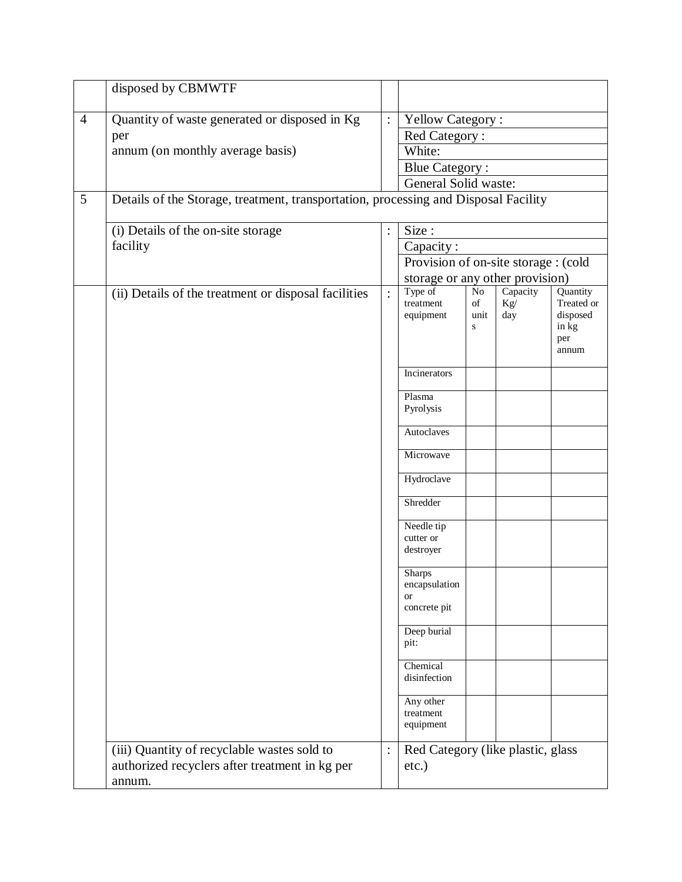| | | | | | | |
|---|---|---|---|---|---|---|
| | disposed by CBMWTF | | | | | |
| 4 | Quantity of waste generated or disposed in Kg per annum (on monthly average basis) | : | Yellow Category : | | | |
| | | | Red Category : | | | |
| | | | White: | | | |
| | | | Blue Category : | | | |
| | | | General Solid waste: | | | |
| 5 | Details of the Storage, treatment, transportation, processing and Disposal Facility | | | | | |
| | (i) Details of the on-site storage facility | : | Size : | | | |
| | | | Capacity : | | | |
| | | | Provision of on-site storage : (cold storage or any other provision) | | | |
| | (ii) Details of the treatment or disposal facilities | : | Type of treatment equipment | No of units | Capacity Kg/ day | Quantity Treated or disposed in kg per annum |
| | | | Incinerators | | | |
| | | | Plasma Pyrolysis | | | |
| | | | Autoclaves | | | |
| | | | Microwave | | | |
| | | | Hydroclave | | | |
| | | | Shredder | | | |
| | | | Needle tip cutter or destroyer | | | |
| | | | Sharps encapsulation or concrete pit | | | |
| | | | Deep burial pit: | | | |
| | | | Chemical disinfection | | | |
| | | | Any other treatment equipment | | | |
| | (iii) Quantity of recyclable wastes sold to authorized recyclers after treatment in kg per annum. | : | Red Category (like plastic, glass etc.) | | | |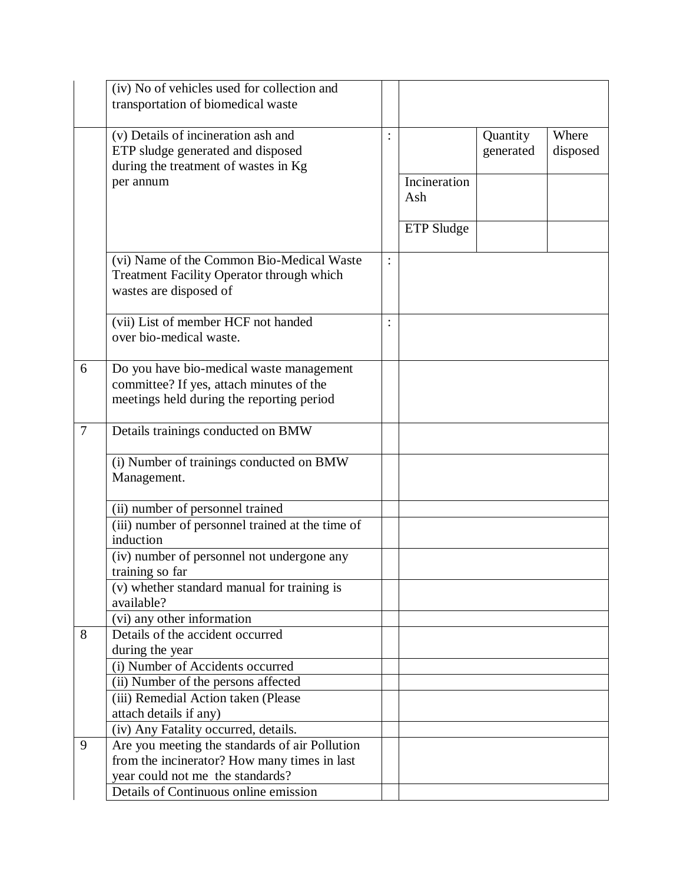| | | | | | |
|---|---|---|---|---|---|
| | (iv) No of vehicles used for collection and transportation of biomedical waste | | | | |
| | (v) Details of incineration ash and ETP sludge generated and disposed during the treatment of wastes in Kg per annum | : | | Quantity generated | Where disposed |
| | | | Incineration Ash | | |
| | | | ETP Sludge | | |
| | (vi) Name of the Common Bio-Medical Waste Treatment Facility Operator through which wastes are disposed of | : | | | |
| | (vii) List of member HCF not handed over bio-medical waste. | : | | | |
| 6 | Do you have bio-medical waste management committee? If yes, attach minutes of the meetings held during the reporting period | | | | |
| 7 | Details trainings conducted on BMW | | | | |
| | (i) Number of trainings conducted on BMW Management. | | | | |
| | (ii) number of personnel trained | | | | |
| | (iii) number of personnel trained at the time of induction | | | | |
| | (iv) number of personnel not undergone any training so far | | | | |
| | (v) whether standard manual for training is available? | | | | |
| | (vi) any other information | | | | |
| 8 | Details of the accident occurred during the year | | | | |
| | (i) Number of Accidents occurred | | | | |
| | (ii) Number of the persons affected | | | | |
| | (iii) Remedial Action taken (Please attach details if any) | | | | |
| | (iv) Any Fatality occurred, details. | | | | |
| 9 | Are you meeting the standards of air Pollution from the incinerator? How many times in last year could not me the standards? | | | | |
| | Details of Continuous online emission | | | | |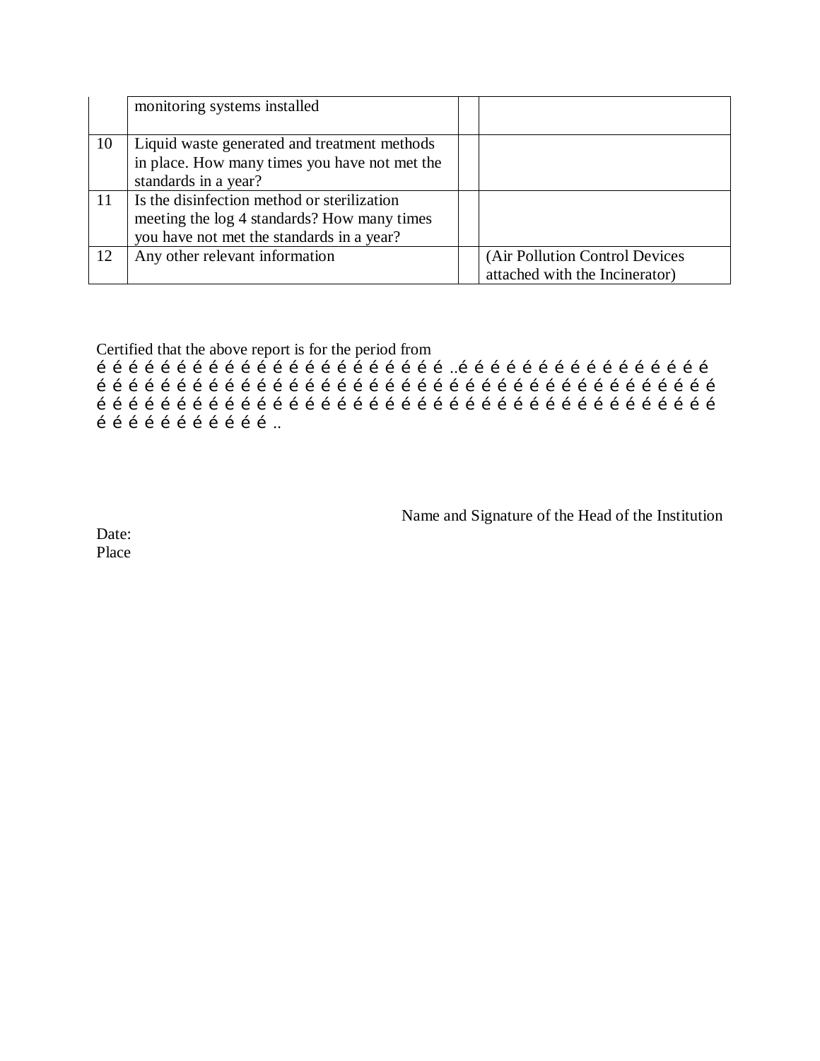| | | | |
|---|---|---|---|
| | monitoring systems installed | | |
| 10 | Liquid waste generated and treatment methods in place. How many times you have not met the standards in a year? | | |
| 11 | Is the disinfection method or sterilization meeting the log 4 standards? How many times you have not met the standards in a year? | | |
| 12 | Any other relevant information | | (Air Pollution Control Devices attached with the Incinerator) |

Certified that the above report is for the period from
é é é é é é é é é é é é é é é é é é é é é é é ..é é é é é é é é é é é é é é é é é
é é é é é é é é é é é é é é é é é é é é é é é é é é é é é é é é é é é é é é é é é
é é é é é é é é é é é é é é é é é é é é é é é é é é é é é é é é é é é é é é é é é
é é é é é é é é é é é ..

Name and Signature of the Head of the Institution

Date:
Place